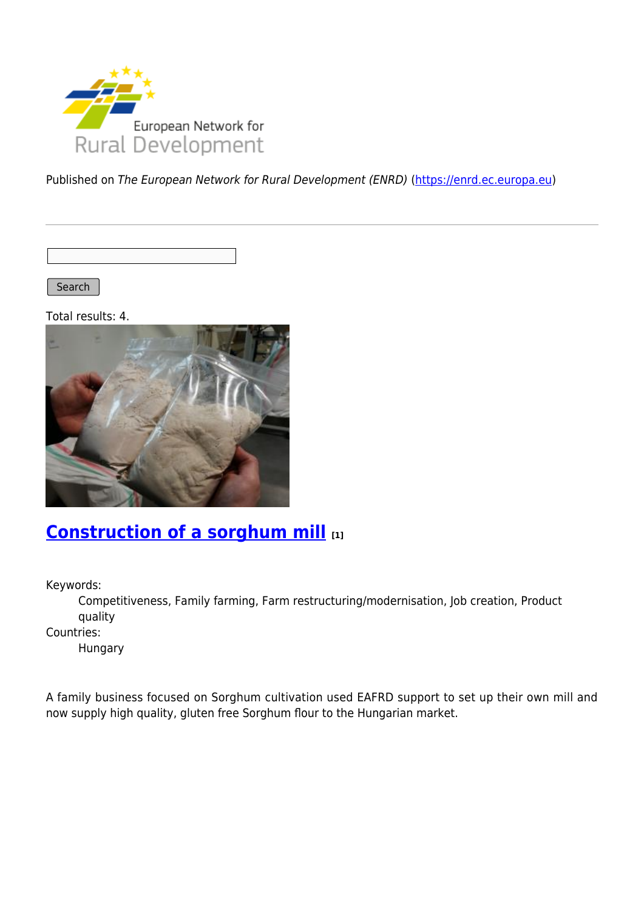Published on *The European Network for Rural Development (ENRD)* (https://enrd.ec.europa.eu)

Search

Total results: 4.

## Construction of a sorghum mill [1]

Keywords:
: Competitiveness, Family farming, Farm restructuring/modernisation, Job creation, Product quality

Countries:
: Hungary

A family business focused on Sorghum cultivation used EAFRD support to set up their own mill and now supply high quality, gluten free Sorghum flour to the Hungarian market.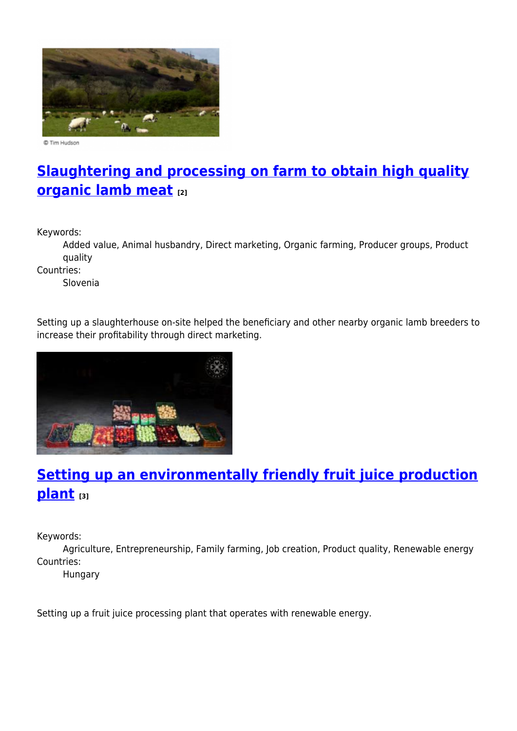© Tim Hudson

## Slaughtering and processing on farm to obtain high quality organic lamb meat [2]

Keywords:
: Added value, Animal husbandry, Direct marketing, Organic farming, Producer groups, Product quality

Countries:
: Slovenia

Setting up a slaughterhouse on-site helped the beneficiary and other nearby organic lamb breeders to increase their profitability through direct marketing.

## Setting up an environmentally friendly fruit juice production plant [3]

Keywords:
: Agriculture, Entrepreneurship, Family farming, Job creation, Product quality, Renewable energy

Countries:
: Hungary

Setting up a fruit juice processing plant that operates with renewable energy.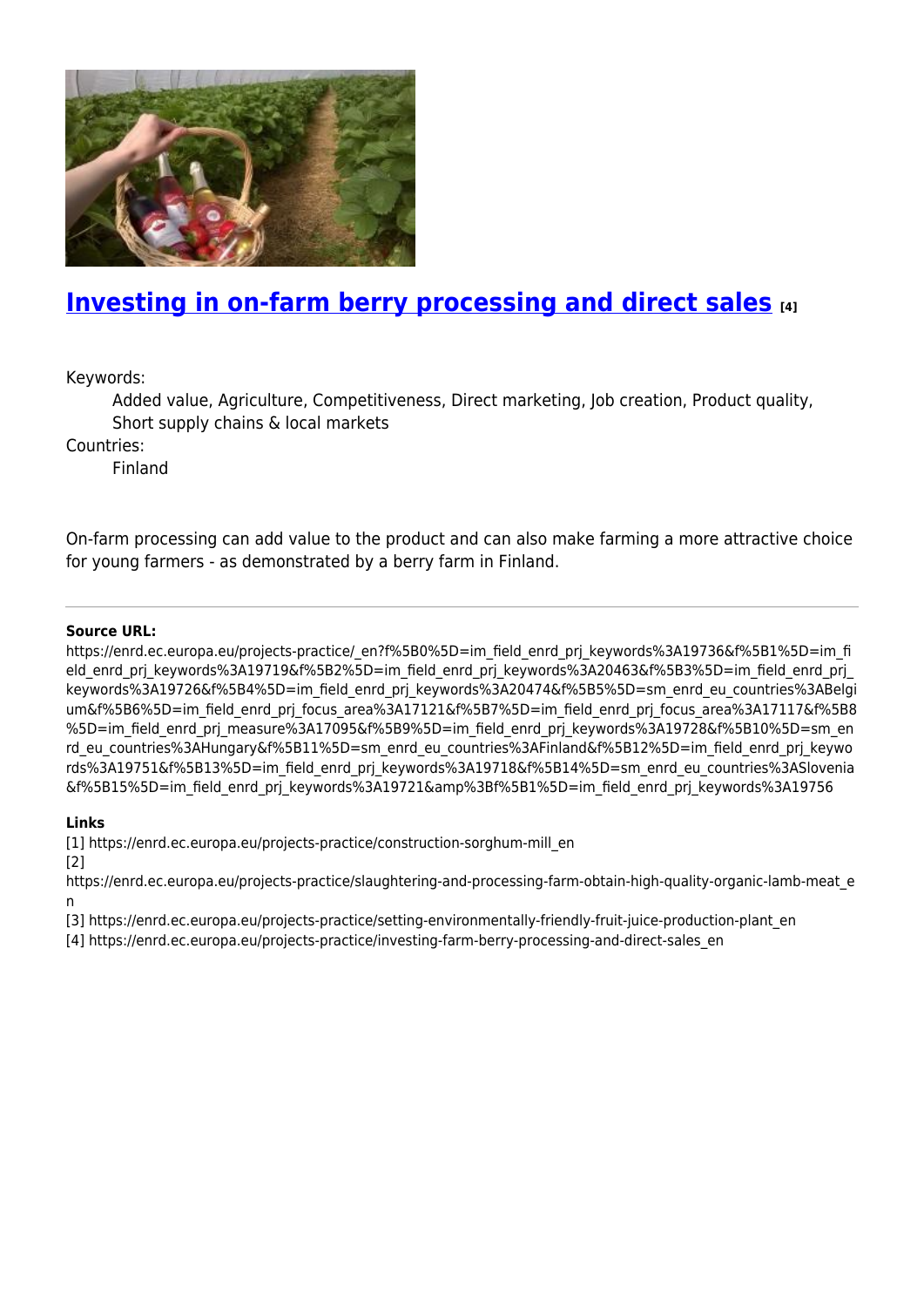## [Investing in on-farm berry processing and direct sales [4]](https://enrd.ec.europa.eu/projects-practice/investing-farm-berry-processing-and-direct-sales_en)

Keywords:

Added value, Agriculture, Competitiveness, Direct marketing, Job creation, Product quality, Short supply chains & local markets

Countries:

Finland

On-farm processing can add value to the product and can also make farming a more attractive choice for young farmers - as demonstrated by a berry farm in Finland.

---

**Source URL:**
https://enrd.ec.europa.eu/projects-practice/_en?f%5B0%5D=im_field_enrd_prj_keywords%3A19736&f%5B1%5D=im_field_enrd_prj_keywords%3A19719&f%5B2%5D=im_field_enrd_prj_keywords%3A20463&f%5B3%5D=im_field_enrd_prj_keywords%3A19726&f%5B4%5D=im_field_enrd_prj_keywords%3A20474&f%5B5%5D=sm_enrd_eu_countries%3ABelgium&f%5B6%5D=im_field_enrd_prj_focus_area%3A17121&f%5B7%5D=im_field_enrd_prj_focus_area%3A17117&f%5B8%5D=im_field_enrd_prj_measure%3A17095&f%5B9%5D=im_field_enrd_prj_keywords%3A19728&f%5B10%5D=sm_enrd_eu_countries%3AHungary&f%5B11%5D=sm_enrd_eu_countries%3AFinland&f%5B12%5D=im_field_enrd_prj_keywords%3A19751&f%5B13%5D=im_field_enrd_prj_keywords%3A19718&f%5B14%5D=sm_enrd_eu_countries%3ASlovenia&f%5B15%5D=im_field_enrd_prj_keywords%3A19721&amp%3Bf%5B1%5D=im_field_enrd_prj_keywords%3A19756

**Links**

[1] https://enrd.ec.europa.eu/projects-practice/construction-sorghum-mill_en
[2] https://enrd.ec.europa.eu/projects-practice/slaughtering-and-processing-farm-obtain-high-quality-organic-lamb-meat_en
[3] https://enrd.ec.europa.eu/projects-practice/setting-environmentally-friendly-fruit-juice-production-plant_en
[4] https://enrd.ec.europa.eu/projects-practice/investing-farm-berry-processing-and-direct-sales_en